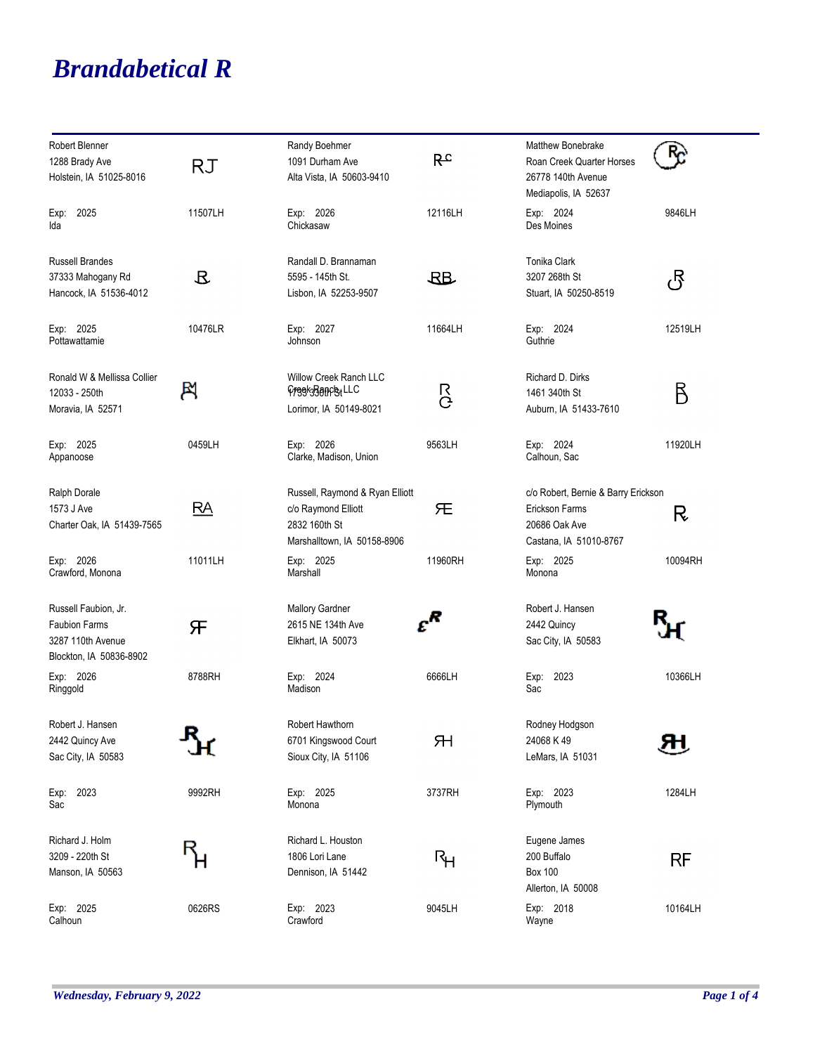# *Brandabetical R*

| Name / Address | Brand | Exp / County | ID |
|---|---|---|---|
| Robert Blenner<br>1288 Brady Ave<br>Holstein, IA 51025-8016 | RJ | Exp: 2025<br>Ida | 11507LH |
| Randy Boehmer<br>1091 Durham Ave<br>Alta Vista, IA 50603-9410 | RC | Exp: 2026<br>Chickasaw | 12116LH |
| Matthew Bonebrake<br>Roan Creek Quarter Horses<br>26778 140th Avenue<br>Mediapolis, IA 52637 | RC | Exp: 2024<br>Des Moines | 9846LH |
| Russell Brandes<br>37333 Mahogany Rd<br>Hancock, IA 51536-4012 | R | Exp: 2025<br>Pottawattamie | 10476LR |
| Randall D. Brannaman<br>5595 - 145th St.<br>Lisbon, IA 52253-9507 | RB | Exp: 2027<br>Johnson | 11664LH |
| Tonika Clark<br>3207 268th St<br>Stuart, IA 50250-8519 | R C | Exp: 2024<br>Guthrie | 12519LH |
| Ronald W & Mellissa Collier<br>12033 - 250th<br>Moravia, IA 52571 | RM | Exp: 2025<br>Appanoose | 0459LH |
| Willow Creek Ranch LLC<br>Creek Ranch LLC<br>1755 330th St<br>Lorimor, IA 50149-8021 | R C | Exp: 2026<br>Clarke, Madison, Union | 9563LH |
| Richard D. Dirks<br>1461 340th St<br>Auburn, IA 51433-7610 | R D | Exp: 2024<br>Calhoun, Sac | 11920LH |
| Ralph Dorale<br>1573 J Ave<br>Charter Oak, IA 51439-7565 | RA | Exp: 2026<br>Crawford, Monona | 11011LH |
| Russell, Raymond & Ryan Elliott<br>c/o Raymond Elliott<br>2832 160th St<br>Marshalltown, IA 50158-8906 | RE | Exp: 2025<br>Marshall | 11960RH |
| c/o Robert, Bernie & Barry Erickson<br>Erickson Farms<br>20686 Oak Ave<br>Castana, IA 51010-8767 | R | Exp: 2025<br>Monona | 10094RH |
| Russell Faubion, Jr.<br>Faubion Farms<br>3287 110th Avenue<br>Blockton, IA 50836-8902 | RF | Exp: 2026<br>Ringgold | 8788RH |
| Mallory Gardner<br>2615 NE 134th Ave<br>Elkhart, IA 50073 | ER | Exp: 2024<br>Madison | 6666LH |
| Robert J. Hansen<br>2442 Quincy<br>Sac City, IA 50583 | RH | Exp: 2023<br>Sac | 10366LH |
| Robert J. Hansen<br>2442 Quincy Ave<br>Sac City, IA 50583 | RH | Exp: 2023<br>Sac | 9992RH |
| Robert Hawthorn<br>6701 Kingswood Court<br>Sioux City, IA 51106 | RH | Exp: 2025<br>Monona | 3737RH |
| Rodney Hodgson<br>24068 K 49<br>LeMars, IA 51031 | RH | Exp: 2023<br>Plymouth | 1284LH |
| Richard J. Holm<br>3209 - 220th St<br>Manson, IA 50563 | RH | Exp: 2025<br>Calhoun | 0626RS |
| Richard L. Houston<br>1806 Lori Lane<br>Dennison, IA 51442 | RH | Exp: 2023<br>Crawford | 9045LH |
| Eugene James<br>200 Buffalo<br>Box 100<br>Allerton, IA 50008 | RF | Exp: 2018<br>Wayne | 10164LH |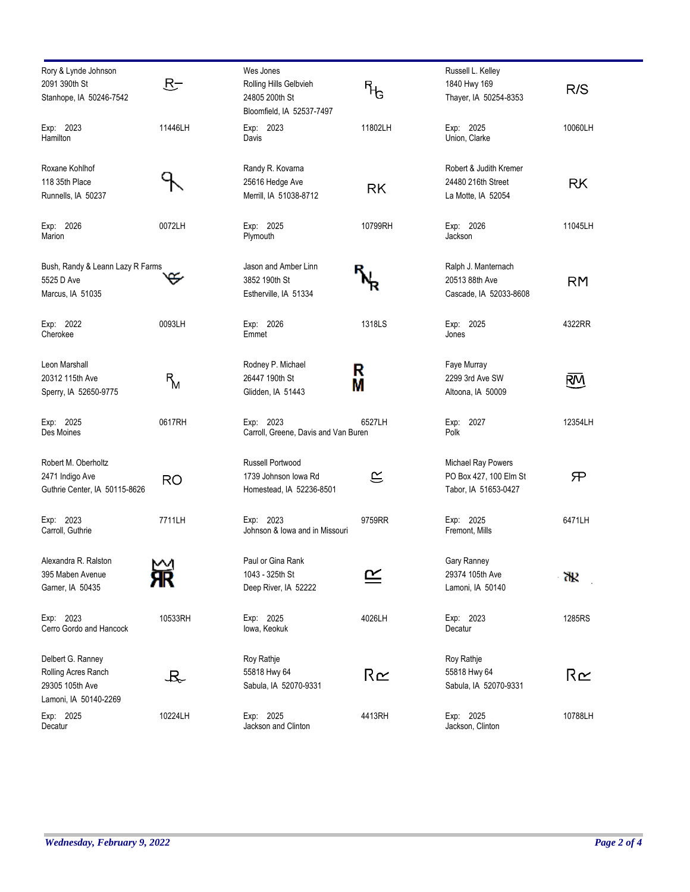| Name / Address | Brand | Exp. / Counties | Number |
|---|---|---|---|
| Rory & Lynde Johnson<br>2091 390th St<br>Stanhope, IA 50246-7542 | R– | Exp: 2023<br>Hamilton | 11446LH |
| Wes Jones<br>Rolling Hills Gelbvieh<br>24805 200th St<br>Bloomfield, IA 52537-7497 | RHG | Exp: 2023<br>Davis | 11802LH |
| Russell L. Kelley<br>1840 Hwy 169<br>Thayer, IA 50254-8353 | R/S | Exp: 2025<br>Union, Clarke | 10060LH |
| Roxane Kohlhof<br>118 35th Place<br>Runnells, IA 50237 | | Exp: 2026<br>Marion | 0072LH |
| Randy R. Kovarna<br>25616 Hedge Ave<br>Merrill, IA 51038-8712 | RK | Exp: 2025<br>Plymouth | 10799RH |
| Robert & Judith Kremer<br>24480 216th Street<br>La Motte, IA 52054 | RK | Exp: 2026<br>Jackson | 11045LH |
| Bush, Randy & Leann Lazy R Farms<br>5525 D Ave<br>Marcus, IA 51035 | | Exp: 2022<br>Cherokee | 0093LH |
| Jason and Amber Linn<br>3852 190th St<br>Estherville, IA 51334 | RNR | Exp: 2026<br>Emmet | 1318LS |
| Ralph J. Manternach<br>20513 88th Ave<br>Cascade, IA 52033-8608 | RM | Exp: 2025<br>Jones | 4322RR |
| Leon Marshall<br>20312 115th Ave<br>Sperry, IA 52650-9775 | RM | Exp: 2025<br>Des Moines | 0617RH |
| Rodney P. Michael<br>26447 190th St<br>Glidden, IA 51443 | R M | Exp: 2023<br>Carroll, Greene, Davis and Van Buren | 6527LH |
| Faye Murray<br>2299 3rd Ave SW<br>Altoona, IA 50009 | RM | Exp: 2027<br>Polk | 12354LH |
| Robert M. Oberholtz<br>2471 Indigo Ave<br>Guthrie Center, IA 50115-8626 | RO | Exp: 2023<br>Carroll, Guthrie | 7711LH |
| Russell Portwood<br>1739 Johnson Iowa Rd<br>Homestead, IA 52236-8501 | | Exp: 2023<br>Johnson & Iowa and in Missouri | 9759RR |
| Michael Ray Powers<br>PO Box 427, 100 Elm St<br>Tabor, IA 51653-0427 | ЯP | Exp: 2025<br>Fremont, Mills | 6471LH |
| Alexandra R. Ralston<br>395 Maben Avenue<br>Garner, IA 50435 | ЯR | Exp: 2023<br>Cerro Gordo and Hancock | 10533RH |
| Paul or Gina Rank<br>1043 - 325th St<br>Deep River, IA 52232 | | Exp: 2025<br>Iowa, Keokuk | 4026LH |
| Gary Ranney<br>29374 105th Ave<br>Lamoni, IA 50140 | ЯR | Exp: 2023<br>Decatur | 1285RS |
| Delbert G. Ranney<br>Rolling Acres Ranch<br>29305 105th Ave<br>Lamoni, IA 50140-2269 | R | Exp: 2025<br>Decatur | 10224LH |
| Roy Rathje<br>55818 Hwy 64<br>Sabula, IA 52070-9331 | R | Exp: 2025<br>Jackson and Clinton | 4413RH |
| Roy Rathje<br>55818 Hwy 64<br>Sabula, IA 52070-9331 | R | Exp: 2025<br>Jackson, Clinton | 10788LH |

*Wednesday, February 9, 2022*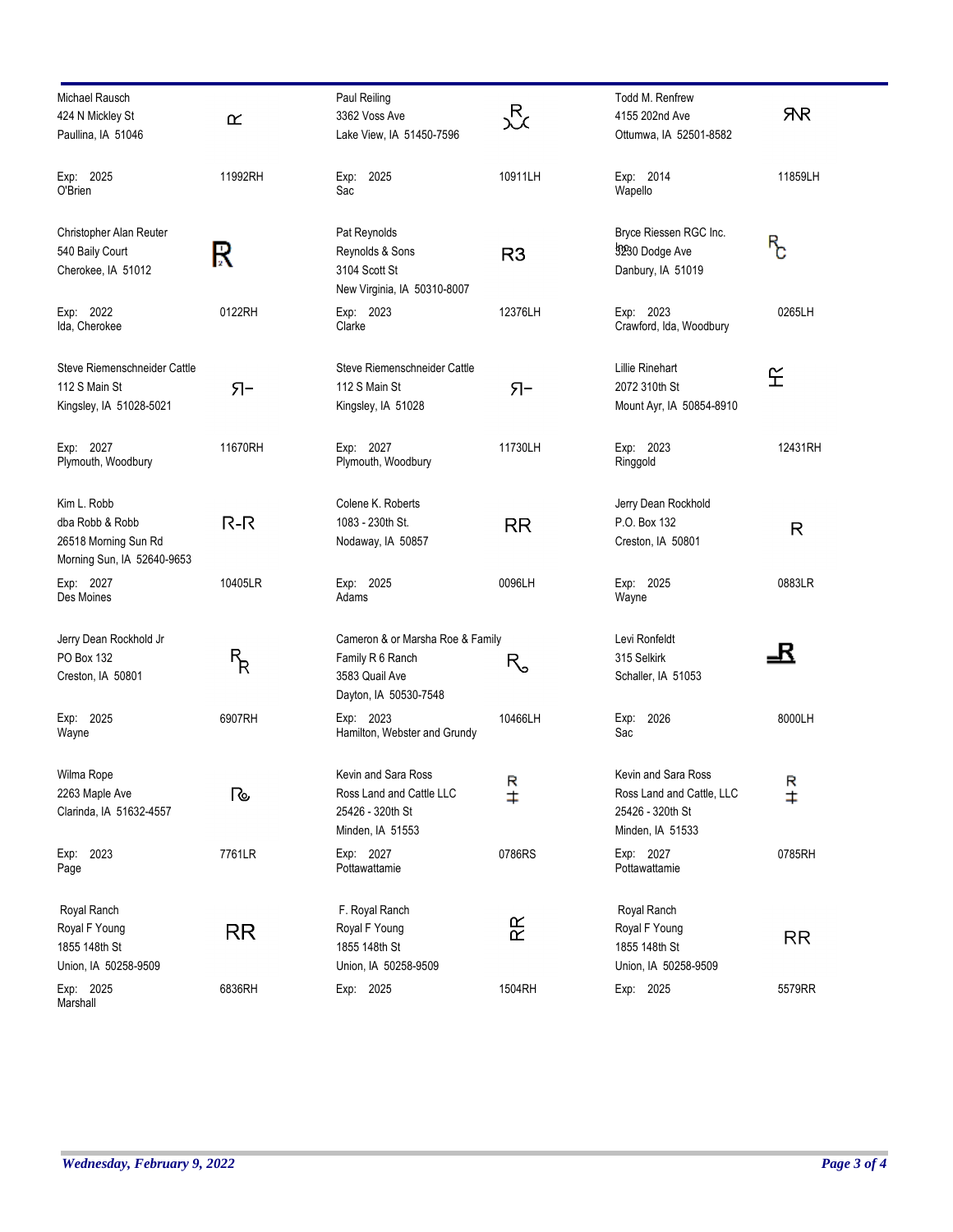| Name / Address | Brand | ID | Name / Address | Brand | ID | Name / Address | Brand | ID |
|---|---|---|---|---|---|---|---|---|
| Michael Rausch<br>424 N Mickley St<br>Paullina, IA 51046<br>Exp: 2025<br>O'Brien | ꓤ | 11992RH | Paul Reiling<br>3362 Voss Ave<br>Lake View, IA 51450-7596<br>Exp: 2025<br>Sac | R | 10911LH | Todd M. Renfrew<br>4155 202nd Ave<br>Ottumwa, IA 52501-8582<br>Exp: 2014<br>Wapello | ЯR | 11859LH |
| Christopher Alan Reuter<br>540 Baily Court<br>Cherokee, IA 51012<br>Exp: 2022<br>Ida, Cherokee | R | 0122RH | Pat Reynolds<br>Reynolds & Sons<br>3104 Scott St<br>New Virginia, IA 50310-8007<br>Exp: 2023<br>Clarke | R3 | 12376LH | Bryce Riessen RGC Inc.<br>5230 Dodge Ave<br>Danbury, IA 51019<br>Exp: 2023<br>Crawford, Ida, Woodbury | RC | 0265LH |
| Steve Riemenschneider Cattle<br>112 S Main St<br>Kingsley, IA 51028-5021<br>Exp: 2027<br>Plymouth, Woodbury | Я- | 11670RH | Steve Riemenschneider Cattle<br>112 S Main St<br>Kingsley, IA 51028<br>Exp: 2027<br>Plymouth, Woodbury | Я- | 11730LH | Lillie Rinehart<br>2072 310th St<br>Mount Ayr, IA 50854-8910<br>Exp: 2023<br>Ringgold | RH | 12431RH |
| Kim L. Robb<br>dba Robb & Robb<br>26518 Morning Sun Rd<br>Morning Sun, IA 52640-9653<br>Exp: 2027<br>Des Moines | R-R | 10405LR | Colene K. Roberts<br>1083 - 230th St.<br>Nodaway, IA 50857<br>Exp: 2025<br>Adams | RR | 0096LH | Jerry Dean Rockhold<br>P.O. Box 132<br>Creston, IA 50801<br>Exp: 2025<br>Wayne | R | 0883LR |
| Jerry Dean Rockhold Jr<br>PO Box 132<br>Creston, IA 50801<br>Exp: 2025<br>Wayne | RR | 6907RH | Cameron & or Marsha Roe & Family<br>Family R 6 Ranch<br>3583 Quail Ave<br>Dayton, IA 50530-7548<br>Exp: 2023<br>Hamilton, Webster and Grundy | R6 | 10466LH | Levi Ronfeldt<br>315 Selkirk<br>Schaller, IA 51053<br>Exp: 2026<br>Sac | R | 8000LH |
| Wilma Rope<br>2263 Maple Ave<br>Clarinda, IA 51632-4557<br>Exp: 2023<br>Page | R6 | 7761LR | Kevin and Sara Ross<br>Ross Land and Cattle LLC<br>25426 - 320th St<br>Minden, IA 51553<br>Exp: 2027<br>Pottawattamie | R ‡ | 0786RS | Kevin and Sara Ross<br>Ross Land and Cattle, LLC<br>25426 - 320th St<br>Minden, IA 51533<br>Exp: 2027<br>Pottawattamie | R ‡ | 0785RH |
| Royal Ranch<br>Royal F Young<br>1855 148th St<br>Union, IA 50258-9509<br>Exp: 2025<br>Marshall | RR | 6836RH | F. Royal Ranch<br>Royal F Young<br>1855 148th St<br>Union, IA 50258-9509<br>Exp: 2025 | RR | 1504RH | Royal Ranch<br>Royal F Young<br>1855 148th St<br>Union, IA 50258-9509<br>Exp: 2025 | RR | 5579RR |

*Wednesday, February 9, 2022*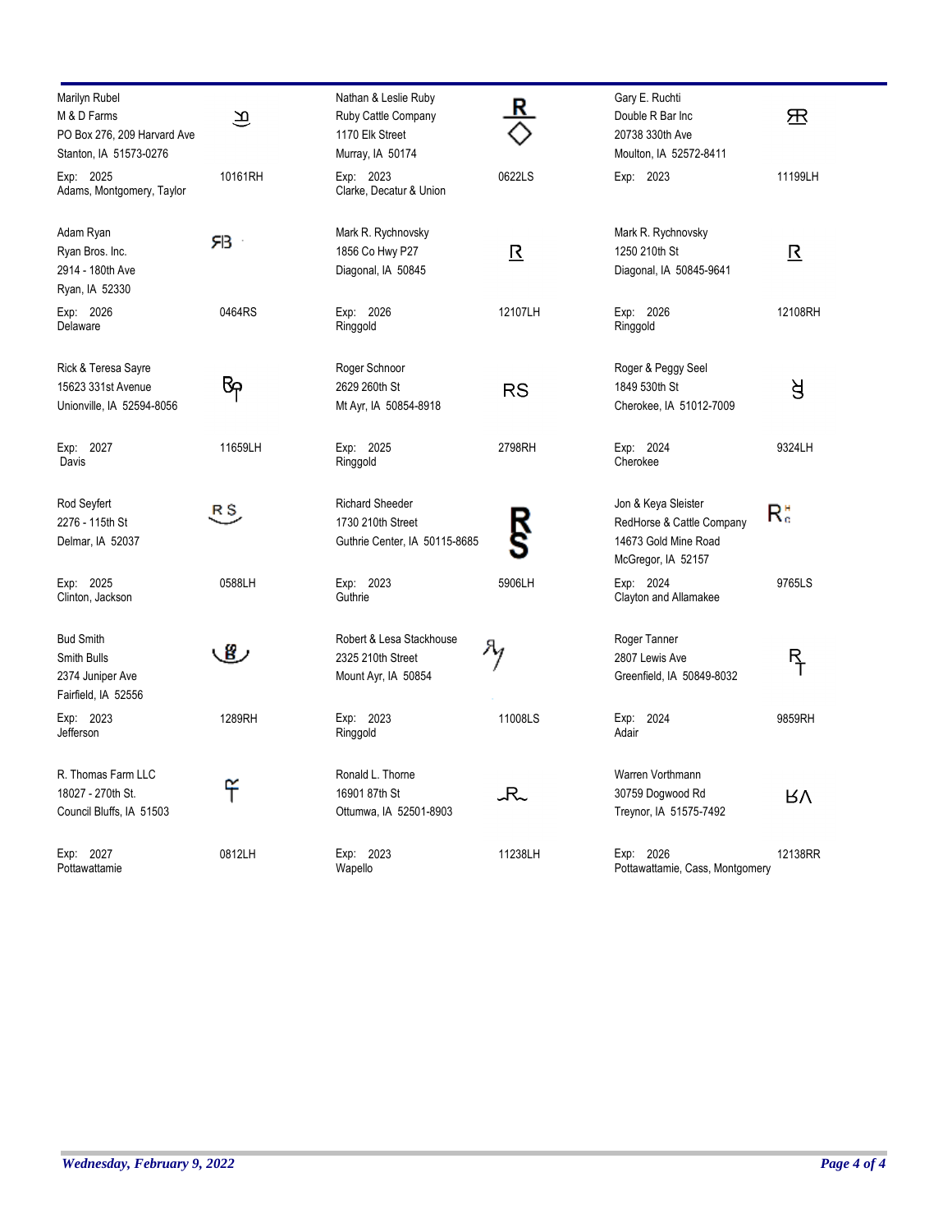Marilyn Rubel
M & D Farms
PO Box 276, 209 Harvard Ave
Stanton, IA 51573-0276
Exp: 2025 — 10161RH
Adams, Montgomery, Taylor

Nathan & Leslie Ruby
Ruby Cattle Company
1170 Elk Street
Murray, IA 50174
Exp: 2023 — 0622LS
Clarke, Decatur & Union

Gary E. Ruchti
Double R Bar Inc
20738 330th Ave
Moulton, IA 52572-8411
Exp: 2023 — 11199LH

Adam Ryan
Ryan Bros. Inc.
2914 - 180th Ave
Ryan, IA 52330
Exp: 2026 — 0464RS
Delaware

Mark R. Rychnovsky
1856 Co Hwy P27
Diagonal, IA 50845
Exp: 2026 — 12107LH
Ringgold

Mark R. Rychnovsky
1250 210th St
Diagonal, IA 50845-9641
Exp: 2026 — 12108RH
Ringgold

Rick & Teresa Sayre
15623 331st Avenue
Unionville, IA 52594-8056
Exp: 2027 — 11659LH
Davis

Roger Schnoor
2629 260th St
Mt Ayr, IA 50854-8918
RS
Exp: 2025 — 2798RH
Ringgold

Roger & Peggy Seel
1849 530th St
Cherokee, IA 51012-7009
Exp: 2024 — 9324LH
Cherokee

Rod Seyfert
2276 - 115th St
Delmar, IA 52037
Exp: 2025 — 0588LH
Clinton, Jackson

Richard Sheeder
1730 210th Street
Guthrie Center, IA 50115-8685
Exp: 2023 — 5906LH
Guthrie

Jon & Keya Sleister
RedHorse & Cattle Company
14673 Gold Mine Road
McGregor, IA 52157
Exp: 2024 — 9765LS
Clayton and Allamakee

Bud Smith
Smith Bulls
2374 Juniper Ave
Fairfield, IA 52556
Exp: 2023 — 1289RH
Jefferson

Robert & Lesa Stackhouse
2325 210th Street
Mount Ayr, IA 50854
Exp: 2023 — 11008LS
Ringgold

Roger Tanner
2807 Lewis Ave
Greenfield, IA 50849-8032
Exp: 2024 — 9859RH
Adair

R. Thomas Farm LLC
18027 - 270th St.
Council Bluffs, IA 51503
Exp: 2027 — 0812LH
Pottawattamie

Ronald L. Thorne
16901 87th St
Ottumwa, IA 52501-8903
Exp: 2023 — 11238LH
Wapello

Warren Vorthmann
30759 Dogwood Rd
Treynor, IA 51575-7492
Exp: 2026 — 12138RR
Pottawattamie, Cass, Montgomery

Wednesday, February 9, 2022